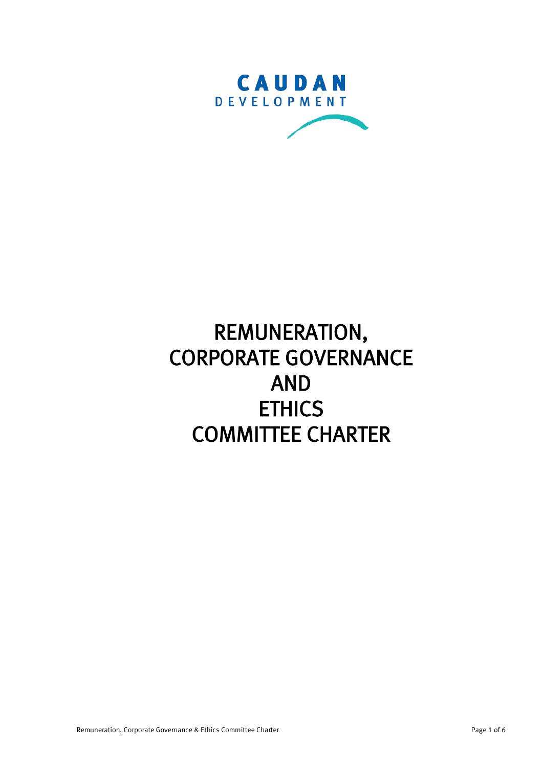CAUDAN

DEVELOPMENT

# REMUNERATION, CORPORATE GOVERNANCE AND ETHICS COMMITTEE CHARTER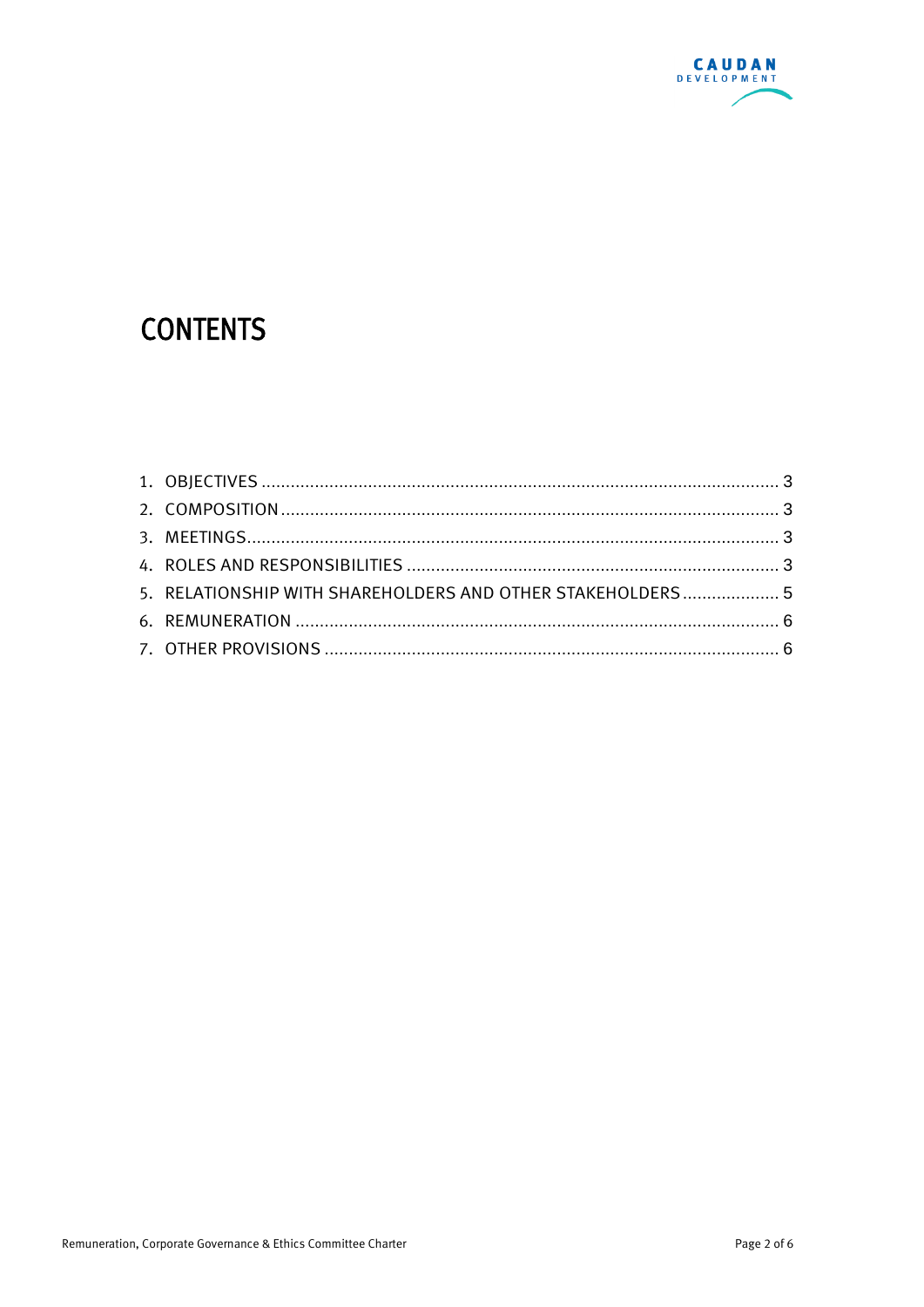# CONTENTS

1. OBJECTIVES .......... 3
2. COMPOSITION .......... 3
3. MEETINGS .......... 3
4. ROLES AND RESPONSIBILITIES .......... 3
5. RELATIONSHIP WITH SHAREHOLDERS AND OTHER STAKEHOLDERS .......... 5
6. REMUNERATION .......... 6
7. OTHER PROVISIONS .......... 6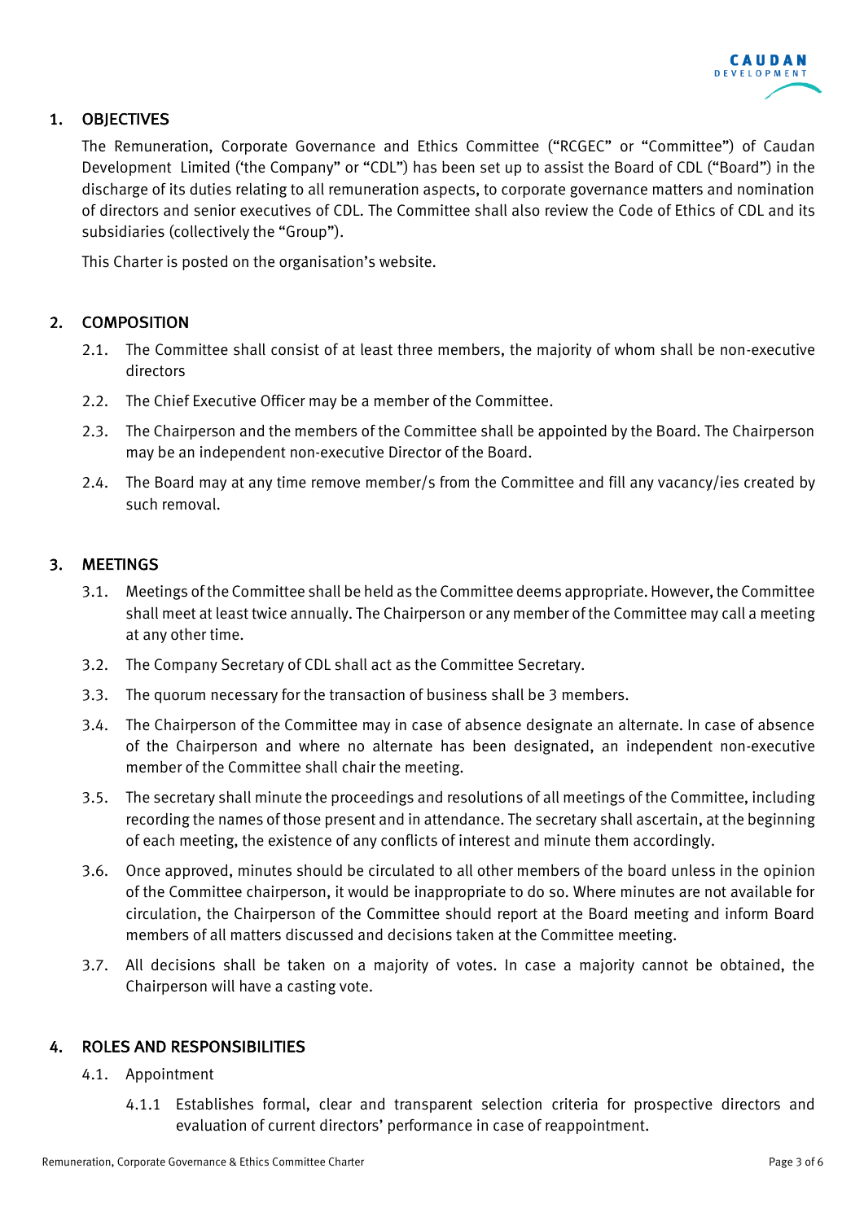## 1. OBJECTIVES

The Remuneration, Corporate Governance and Ethics Committee ("RCGEC" or "Committee") of Caudan Development Limited ('the Company" or "CDL") has been set up to assist the Board of CDL ("Board") in the discharge of its duties relating to all remuneration aspects, to corporate governance matters and nomination of directors and senior executives of CDL. The Committee shall also review the Code of Ethics of CDL and its subsidiaries (collectively the "Group").

This Charter is posted on the organisation's website.

## 2. COMPOSITION

2.1. The Committee shall consist of at least three members, the majority of whom shall be non-executive directors

2.2. The Chief Executive Officer may be a member of the Committee.

2.3. The Chairperson and the members of the Committee shall be appointed by the Board. The Chairperson may be an independent non-executive Director of the Board.

2.4. The Board may at any time remove member/s from the Committee and fill any vacancy/ies created by such removal.

## 3. MEETINGS

3.1. Meetings of the Committee shall be held as the Committee deems appropriate. However, the Committee shall meet at least twice annually. The Chairperson or any member of the Committee may call a meeting at any other time.

3.2. The Company Secretary of CDL shall act as the Committee Secretary.

3.3. The quorum necessary for the transaction of business shall be 3 members.

3.4. The Chairperson of the Committee may in case of absence designate an alternate. In case of absence of the Chairperson and where no alternate has been designated, an independent non-executive member of the Committee shall chair the meeting.

3.5. The secretary shall minute the proceedings and resolutions of all meetings of the Committee, including recording the names of those present and in attendance. The secretary shall ascertain, at the beginning of each meeting, the existence of any conflicts of interest and minute them accordingly.

3.6. Once approved, minutes should be circulated to all other members of the board unless in the opinion of the Committee chairperson, it would be inappropriate to do so. Where minutes are not available for circulation, the Chairperson of the Committee should report at the Board meeting and inform Board members of all matters discussed and decisions taken at the Committee meeting.

3.7. All decisions shall be taken on a majority of votes. In case a majority cannot be obtained, the Chairperson will have a casting vote.

## 4. ROLES AND RESPONSIBILITIES

4.1. Appointment

4.1.1 Establishes formal, clear and transparent selection criteria for prospective directors and evaluation of current directors' performance in case of reappointment.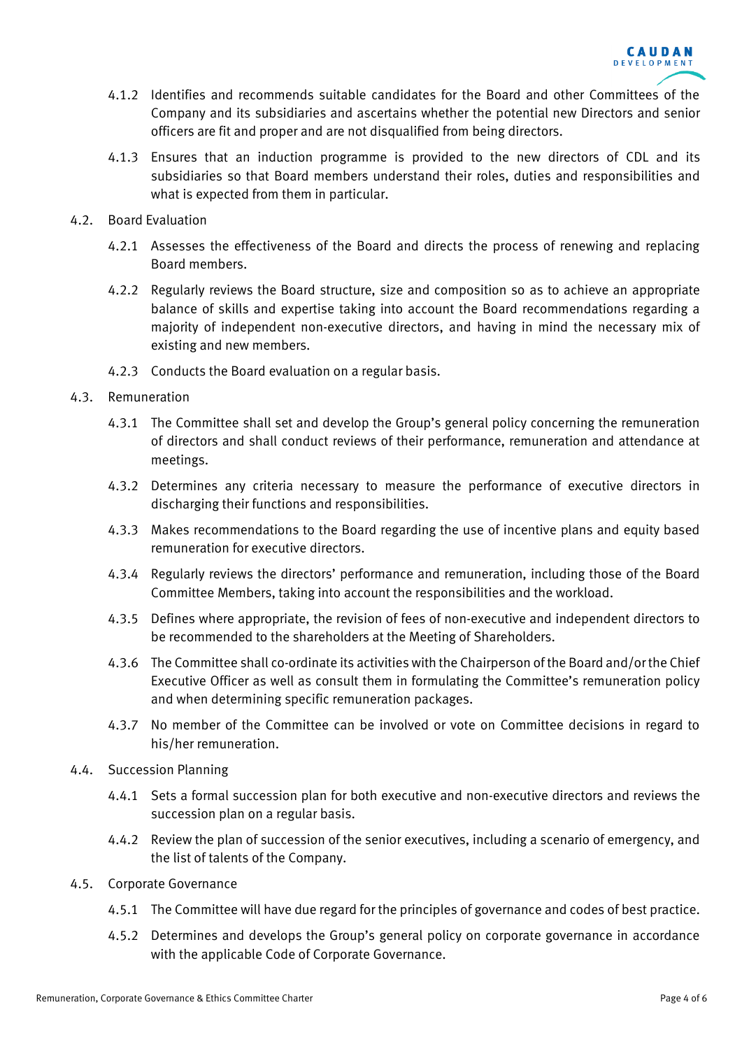4.1.2 Identifies and recommends suitable candidates for the Board and other Committees of the Company and its subsidiaries and ascertains whether the potential new Directors and senior officers are fit and proper and are not disqualified from being directors.

4.1.3 Ensures that an induction programme is provided to the new directors of CDL and its subsidiaries so that Board members understand their roles, duties and responsibilities and what is expected from them in particular.

4.2. Board Evaluation

4.2.1 Assesses the effectiveness of the Board and directs the process of renewing and replacing Board members.

4.2.2 Regularly reviews the Board structure, size and composition so as to achieve an appropriate balance of skills and expertise taking into account the Board recommendations regarding a majority of independent non-executive directors, and having in mind the necessary mix of existing and new members.

4.2.3 Conducts the Board evaluation on a regular basis.

4.3. Remuneration

4.3.1 The Committee shall set and develop the Group's general policy concerning the remuneration of directors and shall conduct reviews of their performance, remuneration and attendance at meetings.

4.3.2 Determines any criteria necessary to measure the performance of executive directors in discharging their functions and responsibilities.

4.3.3 Makes recommendations to the Board regarding the use of incentive plans and equity based remuneration for executive directors.

4.3.4 Regularly reviews the directors' performance and remuneration, including those of the Board Committee Members, taking into account the responsibilities and the workload.

4.3.5 Defines where appropriate, the revision of fees of non-executive and independent directors to be recommended to the shareholders at the Meeting of Shareholders.

4.3.6 The Committee shall co-ordinate its activities with the Chairperson of the Board and/or the Chief Executive Officer as well as consult them in formulating the Committee's remuneration policy and when determining specific remuneration packages.

4.3.7 No member of the Committee can be involved or vote on Committee decisions in regard to his/her remuneration.

4.4. Succession Planning

4.4.1 Sets a formal succession plan for both executive and non-executive directors and reviews the succession plan on a regular basis.

4.4.2 Review the plan of succession of the senior executives, including a scenario of emergency, and the list of talents of the Company.

4.5. Corporate Governance

4.5.1 The Committee will have due regard for the principles of governance and codes of best practice.

4.5.2 Determines and develops the Group's general policy on corporate governance in accordance with the applicable Code of Corporate Governance.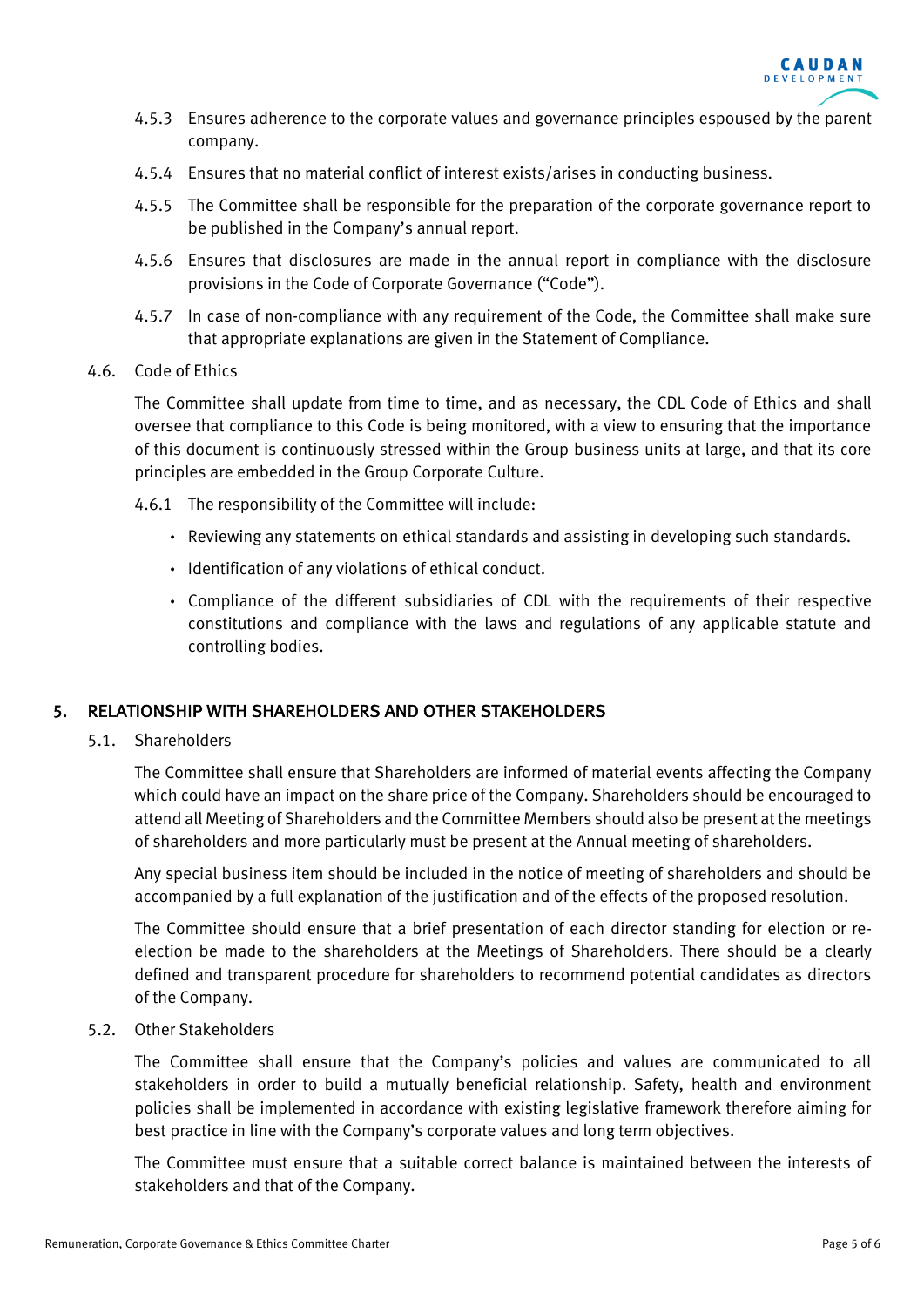4.5.3 Ensures adherence to the corporate values and governance principles espoused by the parent company.

4.5.4 Ensures that no material conflict of interest exists/arises in conducting business.

4.5.5 The Committee shall be responsible for the preparation of the corporate governance report to be published in the Company's annual report.

4.5.6 Ensures that disclosures are made in the annual report in compliance with the disclosure provisions in the Code of Corporate Governance ("Code").

4.5.7 In case of non-compliance with any requirement of the Code, the Committee shall make sure that appropriate explanations are given in the Statement of Compliance.

4.6. Code of Ethics

The Committee shall update from time to time, and as necessary, the CDL Code of Ethics and shall oversee that compliance to this Code is being monitored, with a view to ensuring that the importance of this document is continuously stressed within the Group business units at large, and that its core principles are embedded in the Group Corporate Culture.

4.6.1 The responsibility of the Committee will include:

- Reviewing any statements on ethical standards and assisting in developing such standards.
- Identification of any violations of ethical conduct.
- Compliance of the different subsidiaries of CDL with the requirements of their respective constitutions and compliance with the laws and regulations of any applicable statute and controlling bodies.

## 5. RELATIONSHIP WITH SHAREHOLDERS AND OTHER STAKEHOLDERS

5.1. Shareholders

The Committee shall ensure that Shareholders are informed of material events affecting the Company which could have an impact on the share price of the Company. Shareholders should be encouraged to attend all Meeting of Shareholders and the Committee Members should also be present at the meetings of shareholders and more particularly must be present at the Annual meeting of shareholders.

Any special business item should be included in the notice of meeting of shareholders and should be accompanied by a full explanation of the justification and of the effects of the proposed resolution.

The Committee should ensure that a brief presentation of each director standing for election or re-election be made to the shareholders at the Meetings of Shareholders. There should be a clearly defined and transparent procedure for shareholders to recommend potential candidates as directors of the Company.

5.2. Other Stakeholders

The Committee shall ensure that the Company's policies and values are communicated to all stakeholders in order to build a mutually beneficial relationship. Safety, health and environment policies shall be implemented in accordance with existing legislative framework therefore aiming for best practice in line with the Company's corporate values and long term objectives.

The Committee must ensure that a suitable correct balance is maintained between the interests of stakeholders and that of the Company.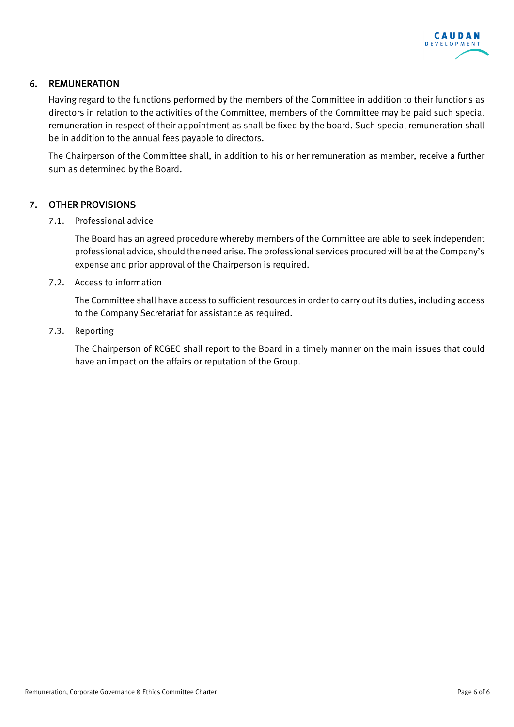## 6. REMUNERATION

Having regard to the functions performed by the members of the Committee in addition to their functions as directors in relation to the activities of the Committee, members of the Committee may be paid such special remuneration in respect of their appointment as shall be fixed by the board. Such special remuneration shall be in addition to the annual fees payable to directors.

The Chairperson of the Committee shall, in addition to his or her remuneration as member, receive a further sum as determined by the Board.

## 7. OTHER PROVISIONS

### 7.1. Professional advice

The Board has an agreed procedure whereby members of the Committee are able to seek independent professional advice, should the need arise. The professional services procured will be at the Company's expense and prior approval of the Chairperson is required.

### 7.2. Access to information

The Committee shall have access to sufficient resources in order to carry out its duties, including access to the Company Secretariat for assistance as required.

### 7.3. Reporting

The Chairperson of RCGEC shall report to the Board in a timely manner on the main issues that could have an impact on the affairs or reputation of the Group.